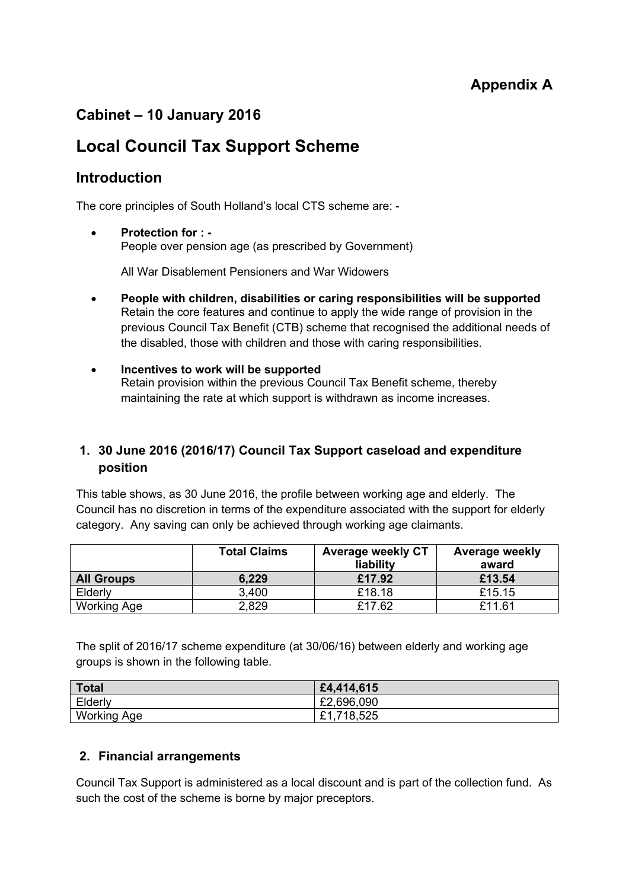**Appendix A**

## Cabinet – 10 January 2016

# Local Council Tax Support Scheme

## Introduction

The core principles of South Holland's local CTS scheme are: -

- **Protection for : -**
  People over pension age (as prescribed by Government)

  All War Disablement Pensioners and War Widowers

- **People with children, disabilities or caring responsibilities will be supported**
  Retain the core features and continue to apply the wide range of provision in the previous Council Tax Benefit (CTB) scheme that recognised the additional needs of the disabled, those with children and those with caring responsibilities.

- **Incentives to work will be supported**
  Retain provision within the previous Council Tax Benefit scheme, thereby maintaining the rate at which support is withdrawn as income increases.

### 1. 30 June 2016 (2016/17) Council Tax Support caseload and expenditure position

This table shows, as 30 June 2016, the profile between working age and elderly. The Council has no discretion in terms of the expenditure associated with the support for elderly category. Any saving can only be achieved through working age claimants.

| | Total Claims | Average weekly CT liability | Average weekly award |
|---|---|---|---|
| **All Groups** | **6,229** | **£17.92** | **£13.54** |
| Elderly | 3,400 | £18.18 | £15.15 |
| Working Age | 2,829 | £17.62 | £11.61 |

The split of 2016/17 scheme expenditure (at 30/06/16) between elderly and working age groups is shown in the following table.

| **Total** | **£4,414,615** |
|---|---|
| Elderly | £2,696,090 |
| Working Age | £1,718,525 |

### 2. Financial arrangements

Council Tax Support is administered as a local discount and is part of the collection fund. As such the cost of the scheme is borne by major preceptors.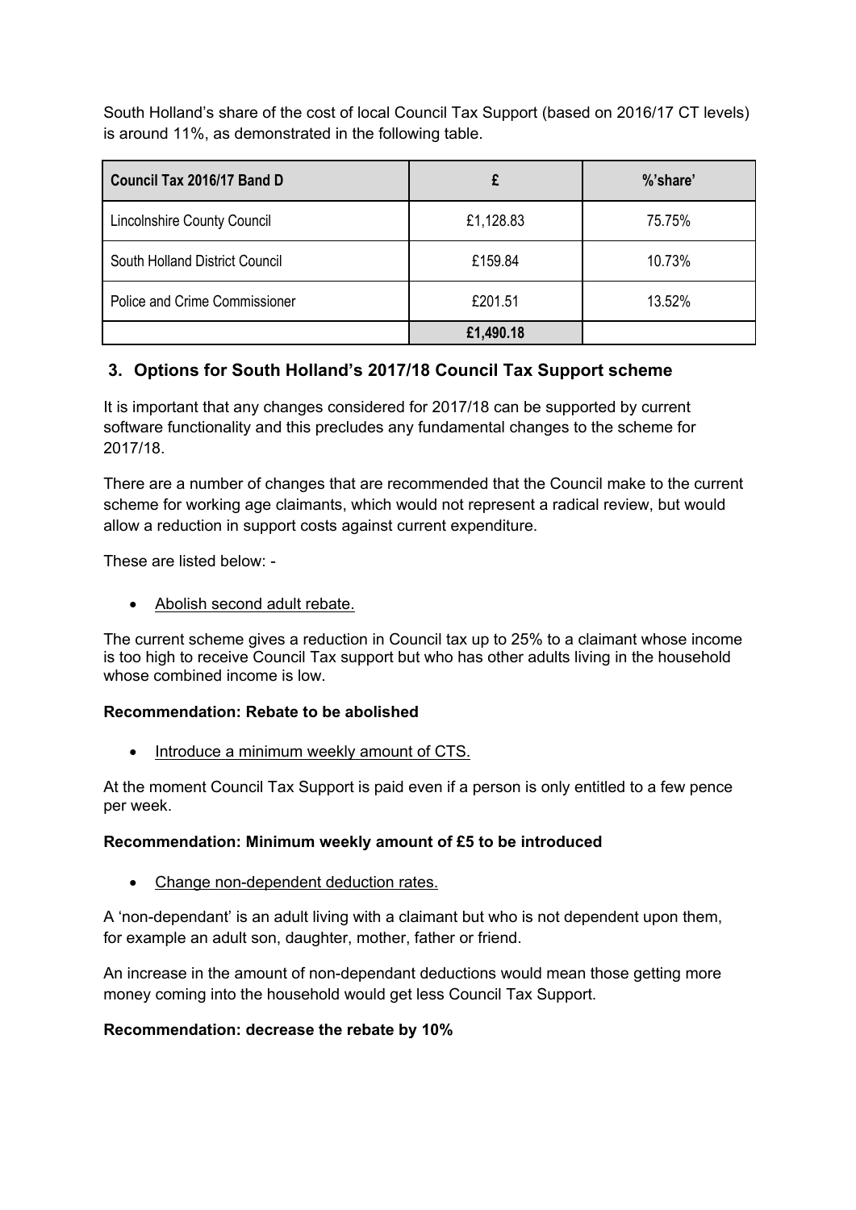South Holland's share of the cost of local Council Tax Support (based on 2016/17 CT levels) is around 11%, as demonstrated in the following table.

| Council Tax 2016/17 Band D | £ | %'share' |
|---|---|---|
| Lincolnshire County Council | £1,128.83 | 75.75% |
| South Holland District Council | £159.84 | 10.73% |
| Police and Crime Commissioner | £201.51 | 13.52% |
| | **£1,490.18** | |

## 3. Options for South Holland's 2017/18 Council Tax Support scheme

It is important that any changes considered for 2017/18 can be supported by current software functionality and this precludes any fundamental changes to the scheme for 2017/18.

There are a number of changes that are recommended that the Council make to the current scheme for working age claimants, which would not represent a radical review, but would allow a reduction in support costs against current expenditure.

These are listed below: -

- Abolish second adult rebate.

The current scheme gives a reduction in Council tax up to 25% to a claimant whose income is too high to receive Council Tax support but who has other adults living in the household whose combined income is low.

**Recommendation: Rebate to be abolished**

- Introduce a minimum weekly amount of CTS.

At the moment Council Tax Support is paid even if a person is only entitled to a few pence per week.

**Recommendation: Minimum weekly amount of £5 to be introduced**

- Change non-dependent deduction rates.

A 'non-dependant' is an adult living with a claimant but who is not dependent upon them, for example an adult son, daughter, mother, father or friend.

An increase in the amount of non-dependant deductions would mean those getting more money coming into the household would get less Council Tax Support.

**Recommendation: decrease the rebate by 10%**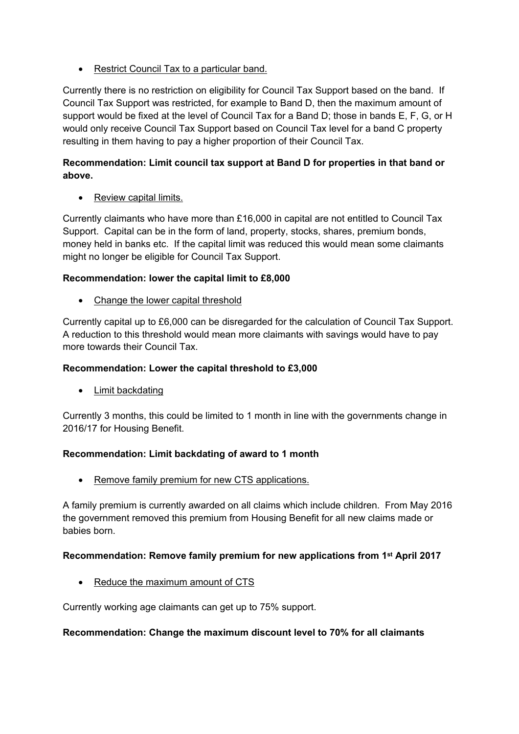- Restrict Council Tax to a particular band.

Currently there is no restriction on eligibility for Council Tax Support based on the band. If Council Tax Support was restricted, for example to Band D, then the maximum amount of support would be fixed at the level of Council Tax for a Band D; those in bands E, F, G, or H would only receive Council Tax Support based on Council Tax level for a band C property resulting in them having to pay a higher proportion of their Council Tax.

**Recommendation: Limit council tax support at Band D for properties in that band or above.**

- Review capital limits.

Currently claimants who have more than £16,000 in capital are not entitled to Council Tax Support. Capital can be in the form of land, property, stocks, shares, premium bonds, money held in banks etc. If the capital limit was reduced this would mean some claimants might no longer be eligible for Council Tax Support.

**Recommendation: lower the capital limit to £8,000**

- Change the lower capital threshold

Currently capital up to £6,000 can be disregarded for the calculation of Council Tax Support. A reduction to this threshold would mean more claimants with savings would have to pay more towards their Council Tax.

**Recommendation: Lower the capital threshold to £3,000**

- Limit backdating

Currently 3 months, this could be limited to 1 month in line with the governments change in 2016/17 for Housing Benefit.

**Recommendation: Limit backdating of award to 1 month**

- Remove family premium for new CTS applications.

A family premium is currently awarded on all claims which include children. From May 2016 the government removed this premium from Housing Benefit for all new claims made or babies born.

**Recommendation: Remove family premium for new applications from 1st April 2017**

- Reduce the maximum amount of CTS

Currently working age claimants can get up to 75% support.

**Recommendation: Change the maximum discount level to 70% for all claimants**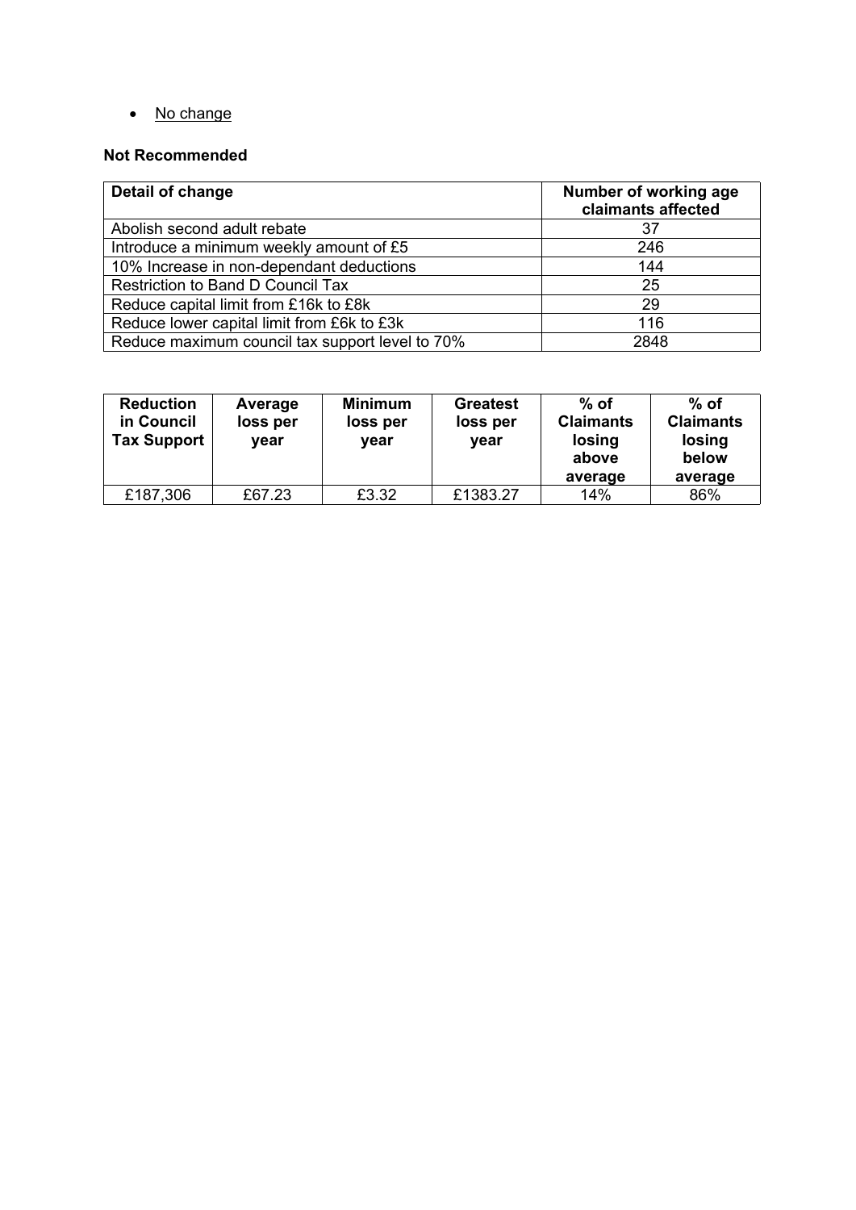- No change

**Not Recommended**

| Detail of change | Number of working age claimants affected |
| --- | --- |
| Abolish second adult rebate | 37 |
| Introduce a minimum weekly amount of £5 | 246 |
| 10% Increase in non-dependant deductions | 144 |
| Restriction to Band D Council Tax | 25 |
| Reduce capital limit from £16k to £8k | 29 |
| Reduce lower capital limit from £6k to £3k | 116 |
| Reduce maximum council tax support level to 70% | 2848 |

| Reduction in Council Tax Support | Average loss per year | Minimum loss per year | Greatest loss per year | % of Claimants losing above average | % of Claimants losing below average |
| --- | --- | --- | --- | --- | --- |
| £187,306 | £67.23 | £3.32 | £1383.27 | 14% | 86% |